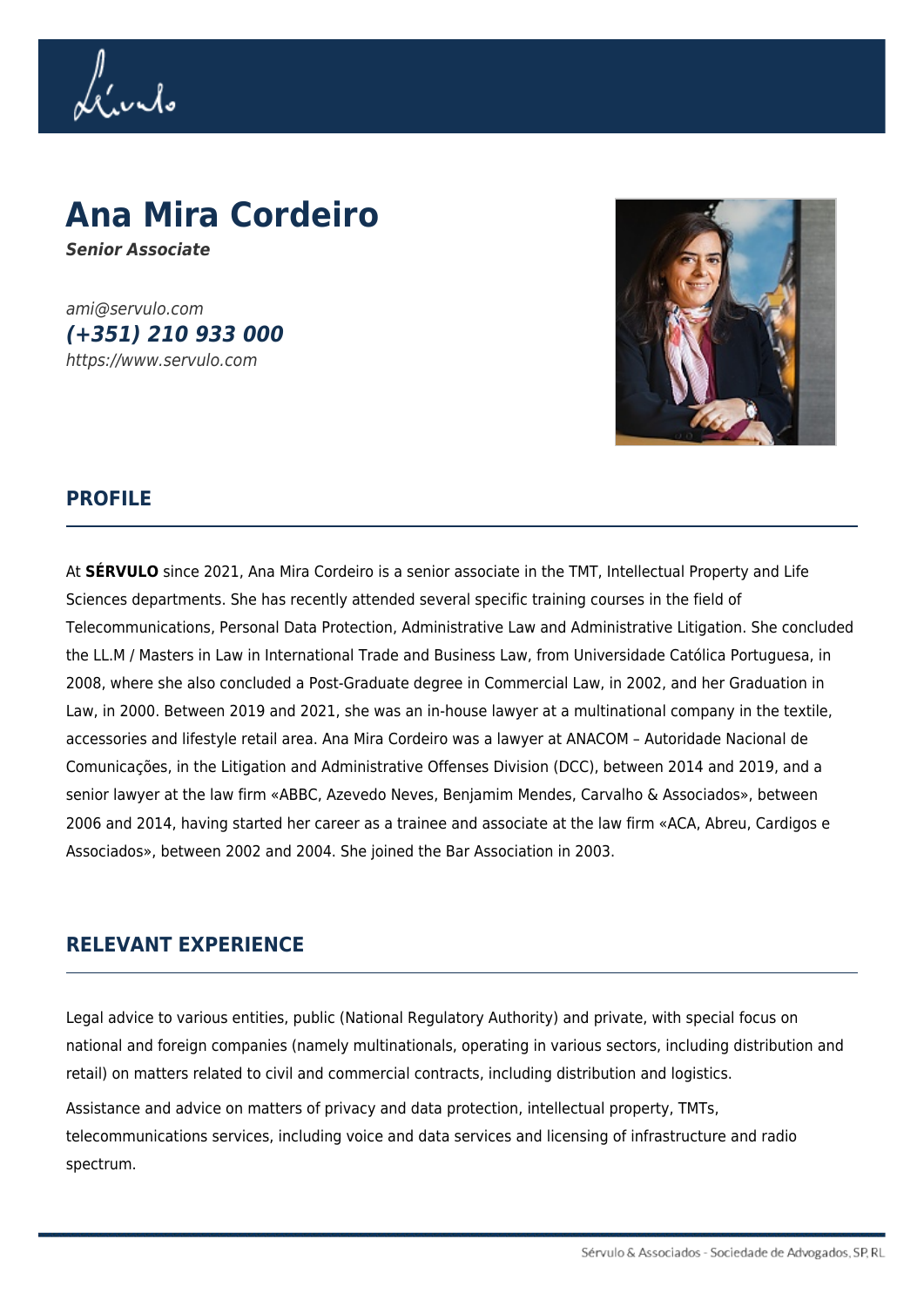# Ana Mira Cordeiro

***Senior Associate***

*ami@servulo.com*
***(+351) 210 933 000***
*https://www.servulo.com*

## PROFILE

At **SÉRVULO** since 2021, Ana Mira Cordeiro is a senior associate in the TMT, Intellectual Property and Life Sciences departments. She has recently attended several specific training courses in the field of Telecommunications, Personal Data Protection, Administrative Law and Administrative Litigation. She concluded the LL.M / Masters in Law in International Trade and Business Law, from Universidade Católica Portuguesa, in 2008, where she also concluded a Post-Graduate degree in Commercial Law, in 2002, and her Graduation in Law, in 2000. Between 2019 and 2021, she was an in-house lawyer at a multinational company in the textile, accessories and lifestyle retail area. Ana Mira Cordeiro was a lawyer at ANACOM – Autoridade Nacional de Comunicações, in the Litigation and Administrative Offenses Division (DCC), between 2014 and 2019, and a senior lawyer at the law firm «ABBC, Azevedo Neves, Benjamim Mendes, Carvalho & Associados», between 2006 and 2014, having started her career as a trainee and associate at the law firm «ACA, Abreu, Cardigos e Associados», between 2002 and 2004. She joined the Bar Association in 2003.

## RELEVANT EXPERIENCE

Legal advice to various entities, public (National Regulatory Authority) and private, with special focus on national and foreign companies (namely multinationals, operating in various sectors, including distribution and retail) on matters related to civil and commercial contracts, including distribution and logistics.

Assistance and advice on matters of privacy and data protection, intellectual property, TMTs, telecommunications services, including voice and data services and licensing of infrastructure and radio spectrum.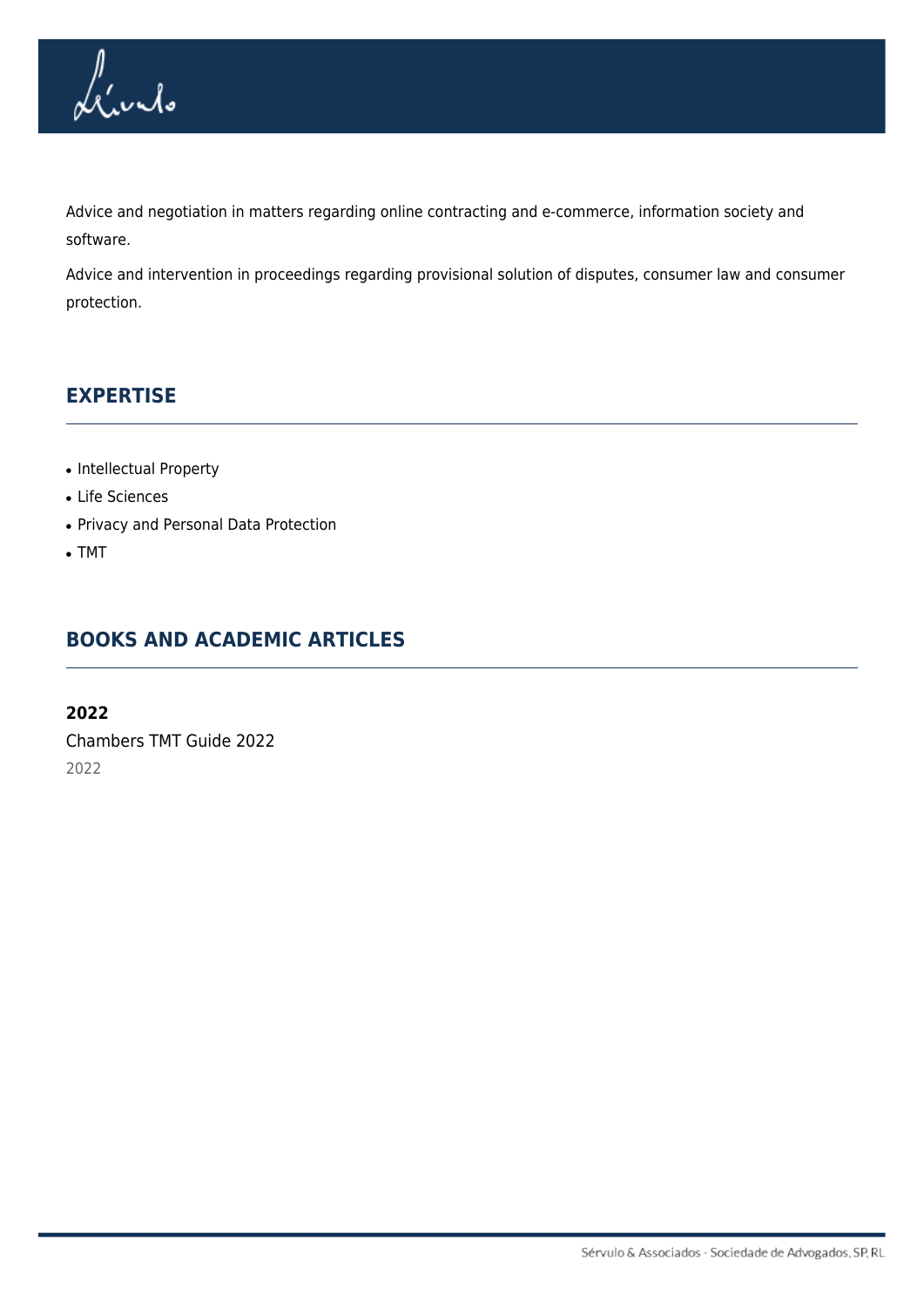Advice and negotiation in matters regarding online contracting and e-commerce, information society and software.

Advice and intervention in proceedings regarding provisional solution of disputes, consumer law and consumer protection.

## EXPERTISE

- Intellectual Property
- Life Sciences
- Privacy and Personal Data Protection
- TMT

## BOOKS AND ACADEMIC ARTICLES

**2022**

Chambers TMT Guide 2022

2022